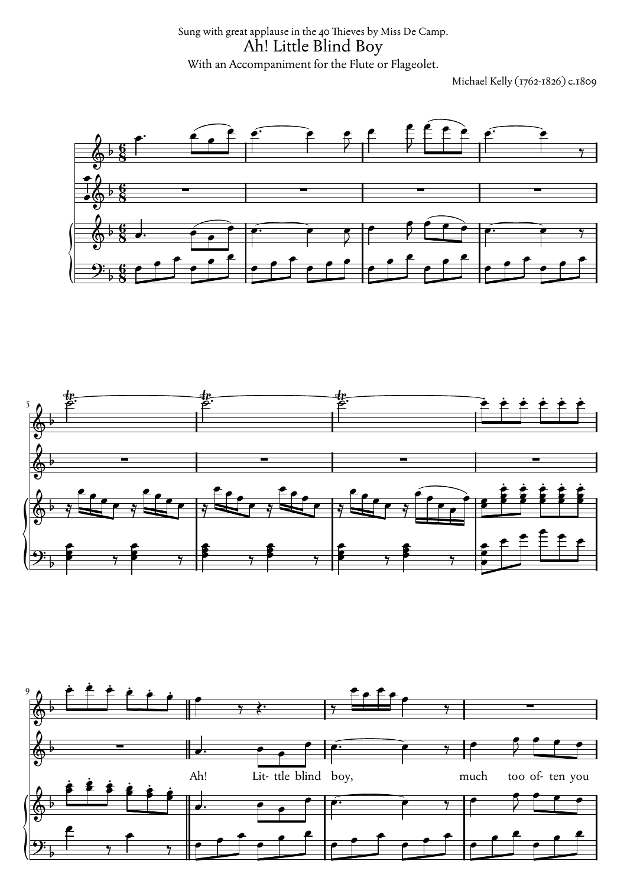Sung with great applause in the 40 Thieves by Miss De Camp.

# Ah! Little Blind Boy

With an Accompaniment for the Flute or Flageolet.

Michael Kelly (1762-1826) c.1809

Ah! Lit- ttle blind boy, much too of- ten you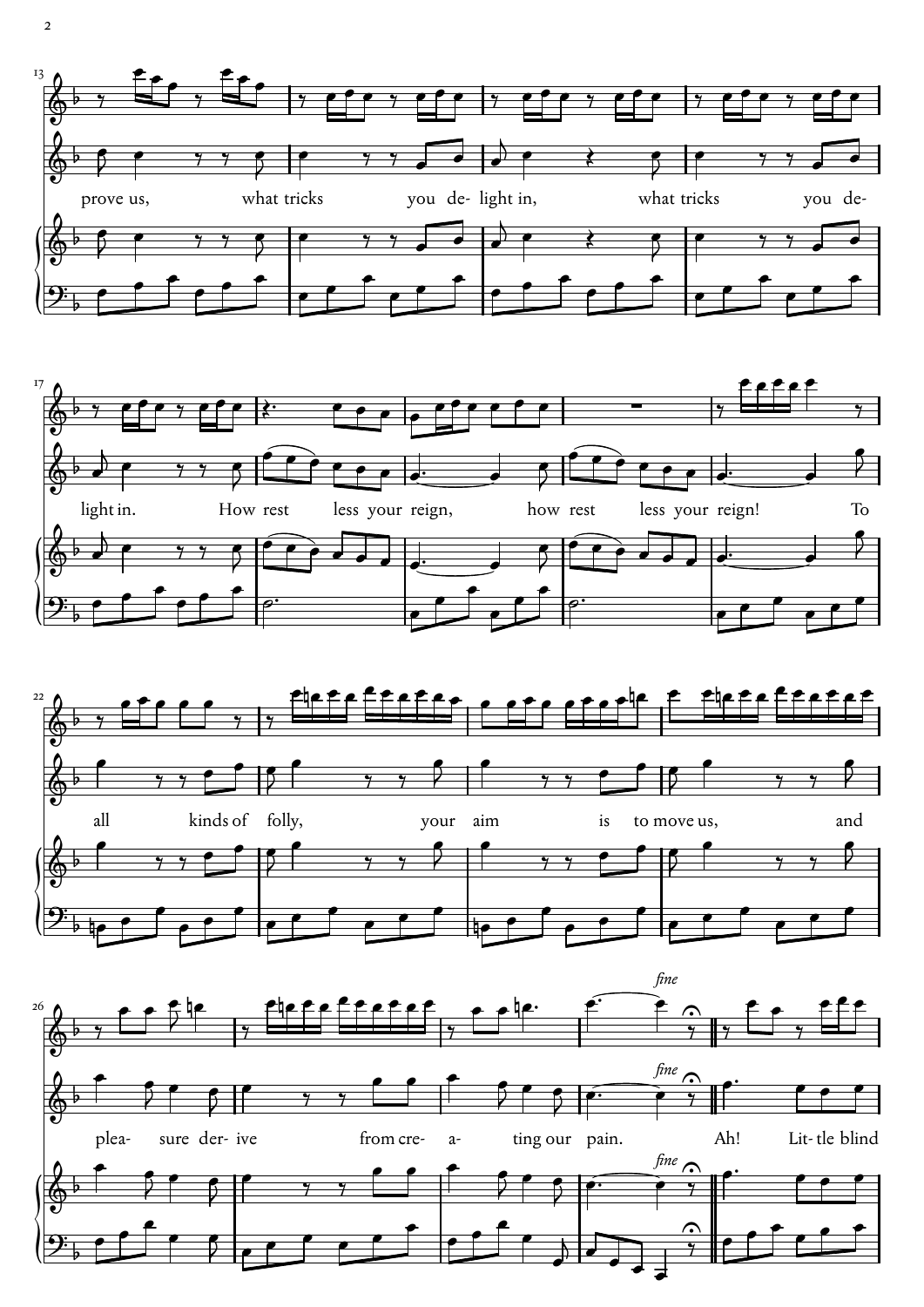prove us, what tricks you de- light in, what tricks you de-

light in. How rest less your reign, how rest less your reign! To

all kinds of folly, your aim is to move us, and

plea- sure der- ive from cre- a- ting our pain. *fine* Ah! Lit- tle blind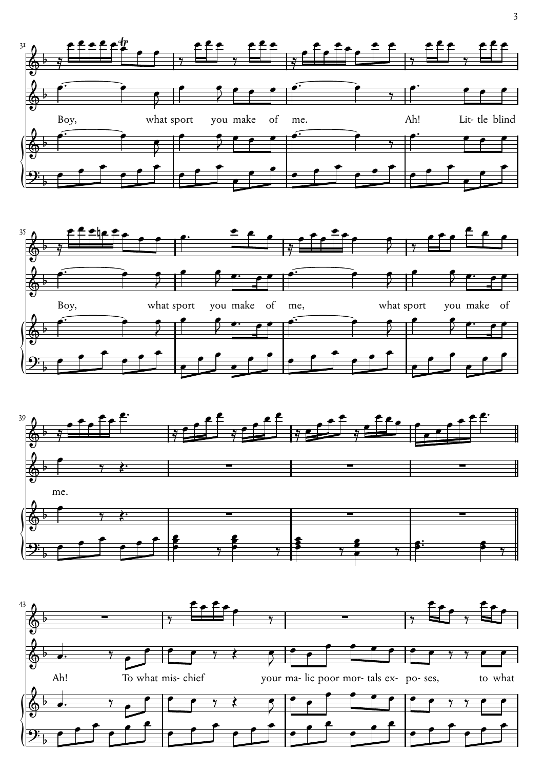Boy, what sport you make of me. Ah! Lit- tle blind

Boy, what sport you make of me, what sport you make of

me.

Ah! To what mis- chief your ma- lic poor mor- tals ex- po- ses, to what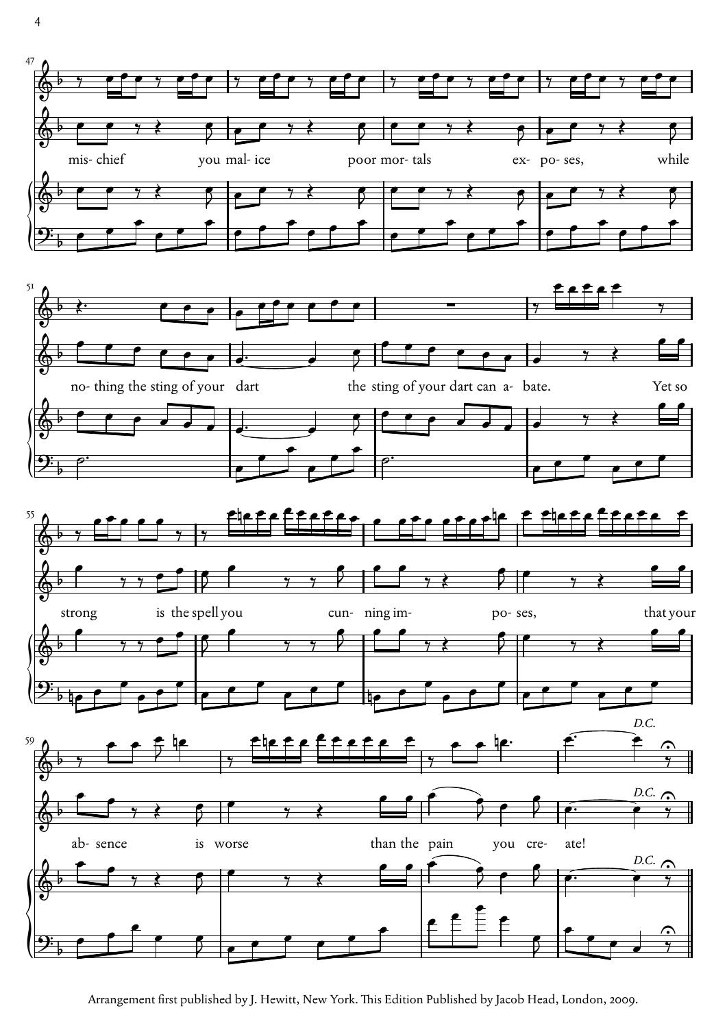mis- chief you mal- ice poor mor- tals ex- po- ses, while

no- thing the sting of your dart the sting of your dart can a- bate. Yet so

strong is the spell you cun- ning im- po- ses, that your

ab- sence is worse than the pain you cre- ate!

*D.C.*

Arrangement first published by J. Hewitt, New York. This Edition Published by Jacob Head, London, 2009.